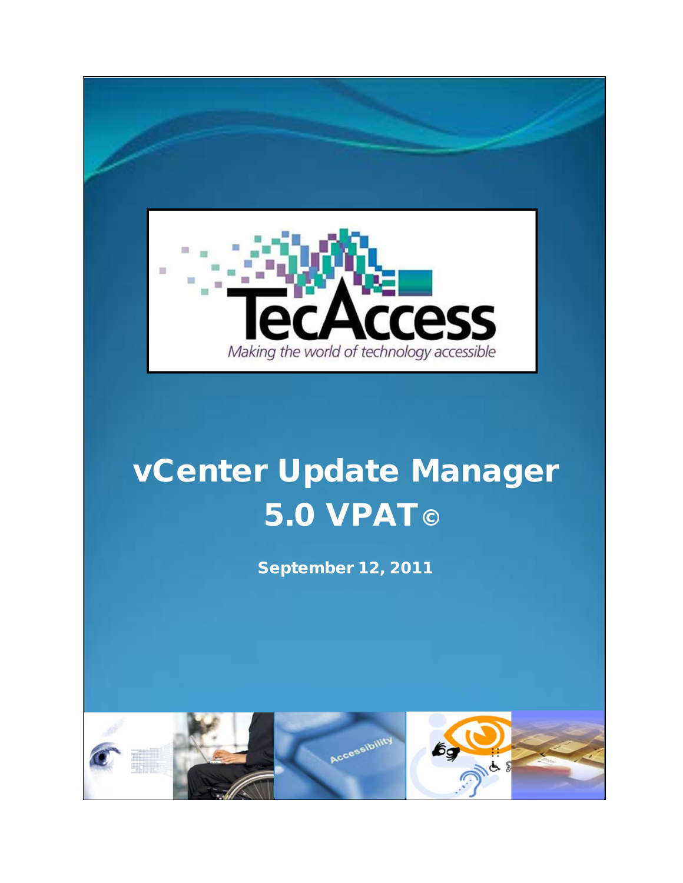TecAccess

*Making the world of technology accessible*

# vCenter Update Manager 5.0 VPAT©

**September 12, 2011**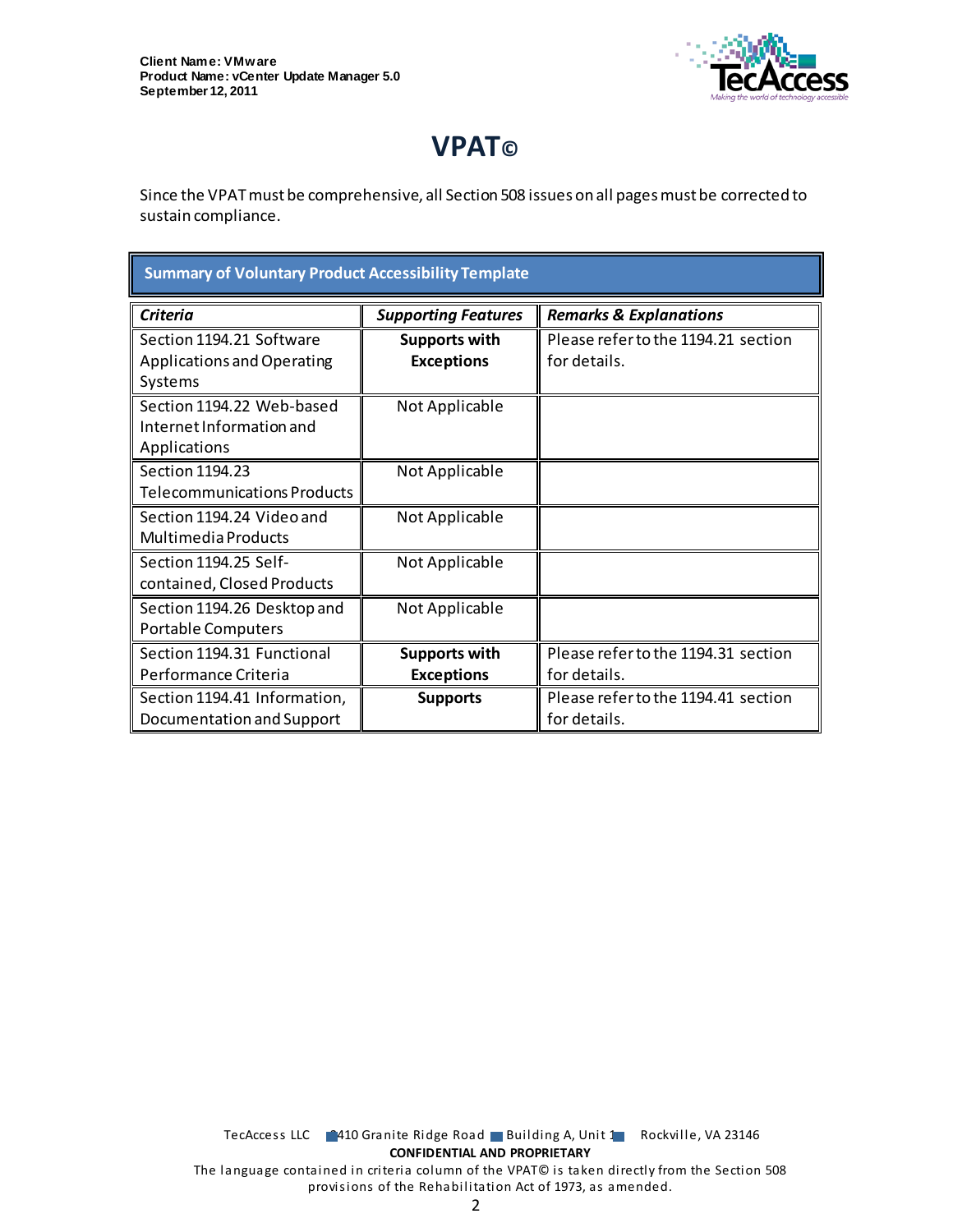# VPAT©

Since the VPAT must be comprehensive, all Section 508 issues on all pages must be corrected to sustain compliance.

| Summary of Voluntary Product Accessibility Template | | |
|---|---|---|
| ***Criteria*** | ***Supporting Features*** | ***Remarks & Explanations*** |
| Section 1194.21 Software Applications and Operating Systems | **Supports with Exceptions** | Please refer to the 1194.21 section for details. |
| Section 1194.22 Web-based Internet Information and Applications | Not Applicable | |
| Section 1194.23 Telecommunications Products | Not Applicable | |
| Section 1194.24 Video and Multimedia Products | Not Applicable | |
| Section 1194.25 Self-contained, Closed Products | Not Applicable | |
| Section 1194.26 Desktop and Portable Computers | Not Applicable | |
| Section 1194.31 Functional Performance Criteria | **Supports with Exceptions** | Please refer to the 1194.31 section for details. |
| Section 1194.41 Information, Documentation and Support | **Supports** | Please refer to the 1194.41 section for details. |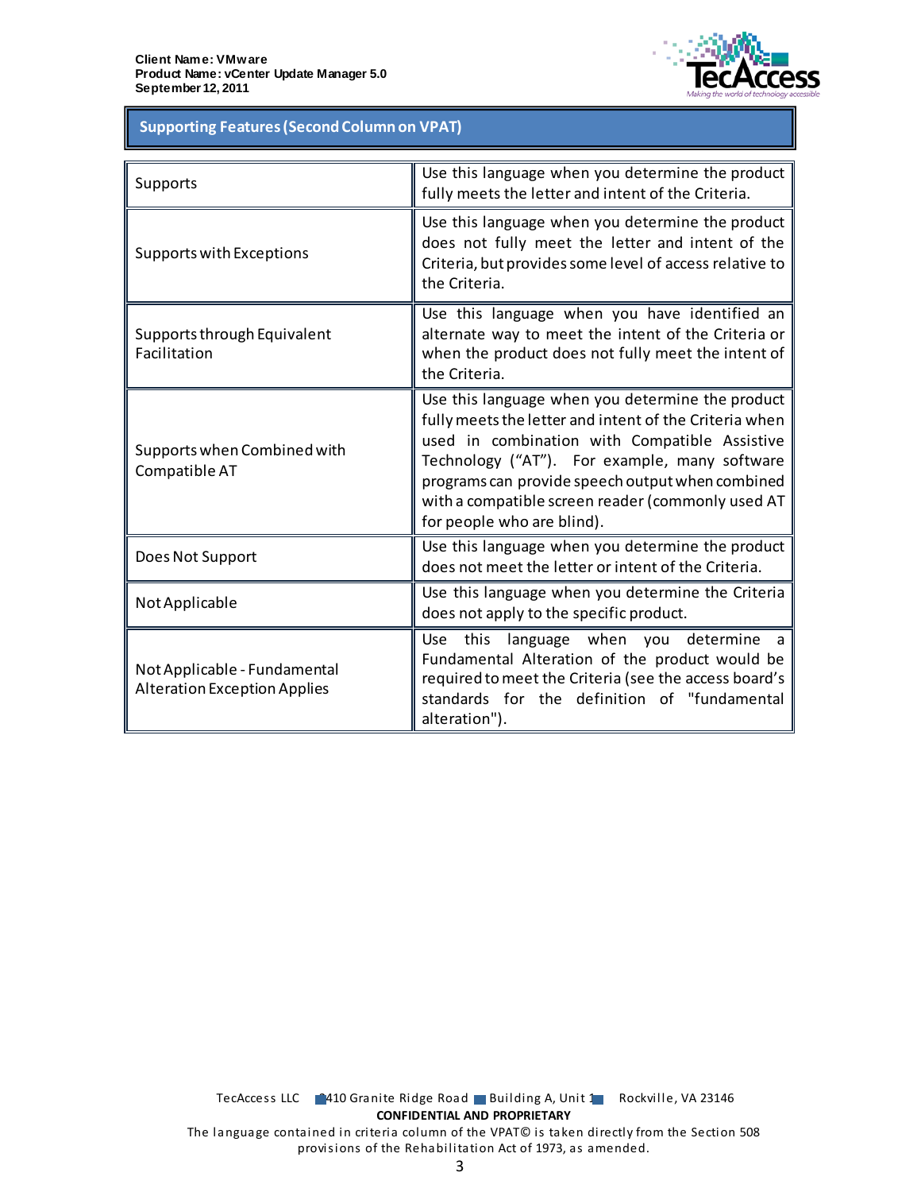## Supporting Features (Second Column on VPAT)

| | |
|---|---|
| Supports | Use this language when you determine the product fully meets the letter and intent of the Criteria. |
| Supports with Exceptions | Use this language when you determine the product does not fully meet the letter and intent of the Criteria, but provides some level of access relative to the Criteria. |
| Supports through Equivalent Facilitation | Use this language when you have identified an alternate way to meet the intent of the Criteria or when the product does not fully meet the intent of the Criteria. |
| Supports when Combined with Compatible AT | Use this language when you determine the product fully meets the letter and intent of the Criteria when used in combination with Compatible Assistive Technology ("AT"). For example, many software programs can provide speech output when combined with a compatible screen reader (commonly used AT for people who are blind). |
| Does Not Support | Use this language when you determine the product does not meet the letter or intent of the Criteria. |
| Not Applicable | Use this language when you determine the Criteria does not apply to the specific product. |
| Not Applicable - Fundamental Alteration Exception Applies | Use this language when you determine a Fundamental Alteration of the product would be required to meet the Criteria (see the access board's standards for the definition of "fundamental alteration"). |

TecAccess LLC 2410 Granite Ridge Road Building A, Unit 1 Rockville, VA 23146

**CONFIDENTIAL AND PROPRIETARY**

The language contained in criteria column of the VPAT© is taken directly from the Section 508 provisions of the Rehabilitation Act of 1973, as amended.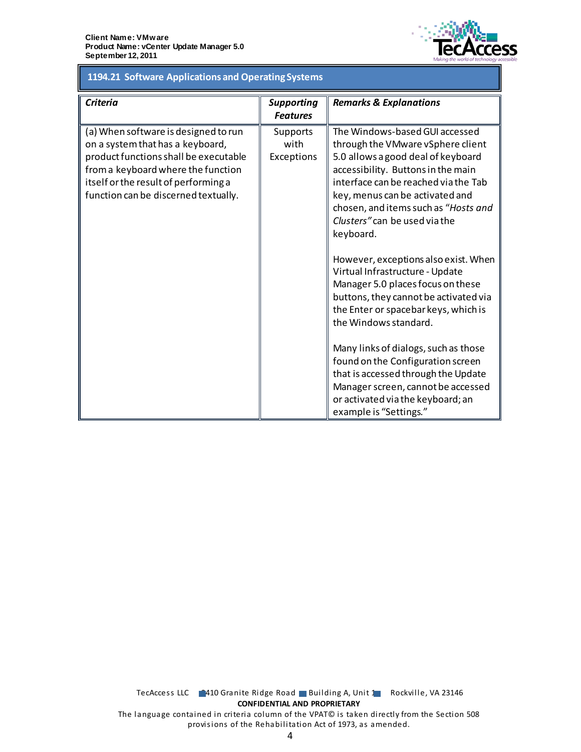## 1194.21 Software Applications and Operating Systems

| *Criteria* | *Supporting Features* | *Remarks & Explanations* |
|---|---|---|
| (a) When software is designed to run on a system that has a keyboard, product functions shall be executable from a keyboard where the function itself or the result of performing a function can be discerned textually. | Supports with Exceptions | The Windows-based GUI accessed through the VMware vSphere client 5.0 allows a good deal of keyboard accessibility. Buttons in the main interface can be reached via the Tab key, menus can be activated and chosen, and items such as "*Hosts and Clusters*" can be used via the keyboard.<br><br>However, exceptions also exist. When Virtual Infrastructure - Update Manager 5.0 places focus on these buttons, they cannot be activated via the Enter or spacebar keys, which is the Windows standard.<br><br>Many links of dialogs, such as those found on the Configuration screen that is accessed through the Update Manager screen, cannot be accessed or activated via the keyboard; an example is "Settings." |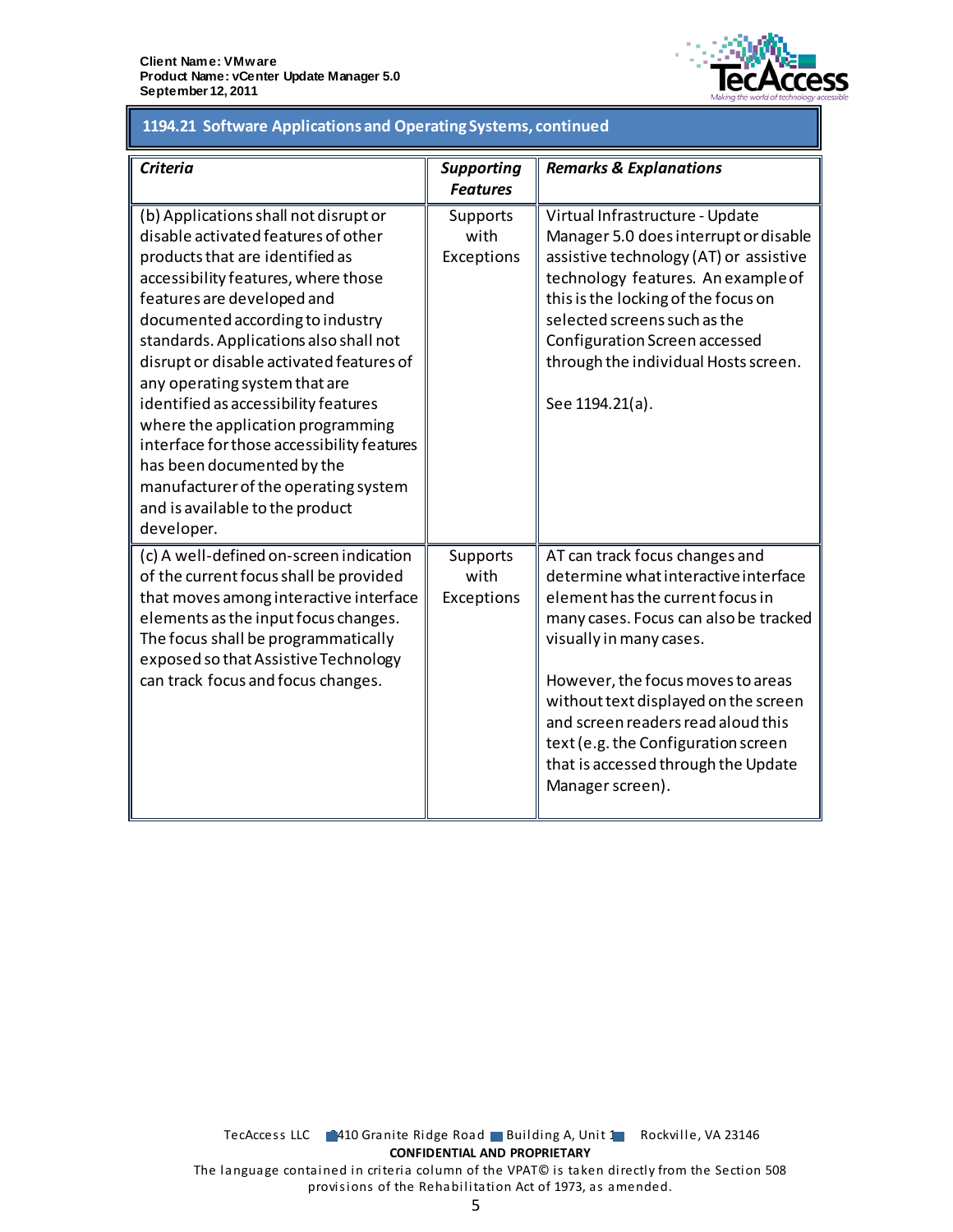## 1194.21 Software Applications and Operating Systems, continued

| *Criteria* | *Supporting Features* | *Remarks & Explanations* |
|---|---|---|
| (b) Applications shall not disrupt or disable activated features of other products that are identified as accessibility features, where those features are developed and documented according to industry standards. Applications also shall not disrupt or disable activated features of any operating system that are identified as accessibility features where the application programming interface for those accessibility features has been documented by the manufacturer of the operating system and is available to the product developer. | Supports with Exceptions | Virtual Infrastructure - Update Manager 5.0 does interrupt or disable assistive technology (AT) or assistive technology features. An example of this is the locking of the focus on selected screens such as the Configuration Screen accessed through the individual Hosts screen.<br><br>See 1194.21(a). |
| (c) A well-defined on-screen indication of the current focus shall be provided that moves among interactive interface elements as the input focus changes. The focus shall be programmatically exposed so that Assistive Technology can track focus and focus changes. | Supports with Exceptions | AT can track focus changes and determine what interactive interface element has the current focus in many cases. Focus can also be tracked visually in many cases.<br><br>However, the focus moves to areas without text displayed on the screen and screen readers read aloud this text (e.g. the Configuration screen that is accessed through the Update Manager screen). |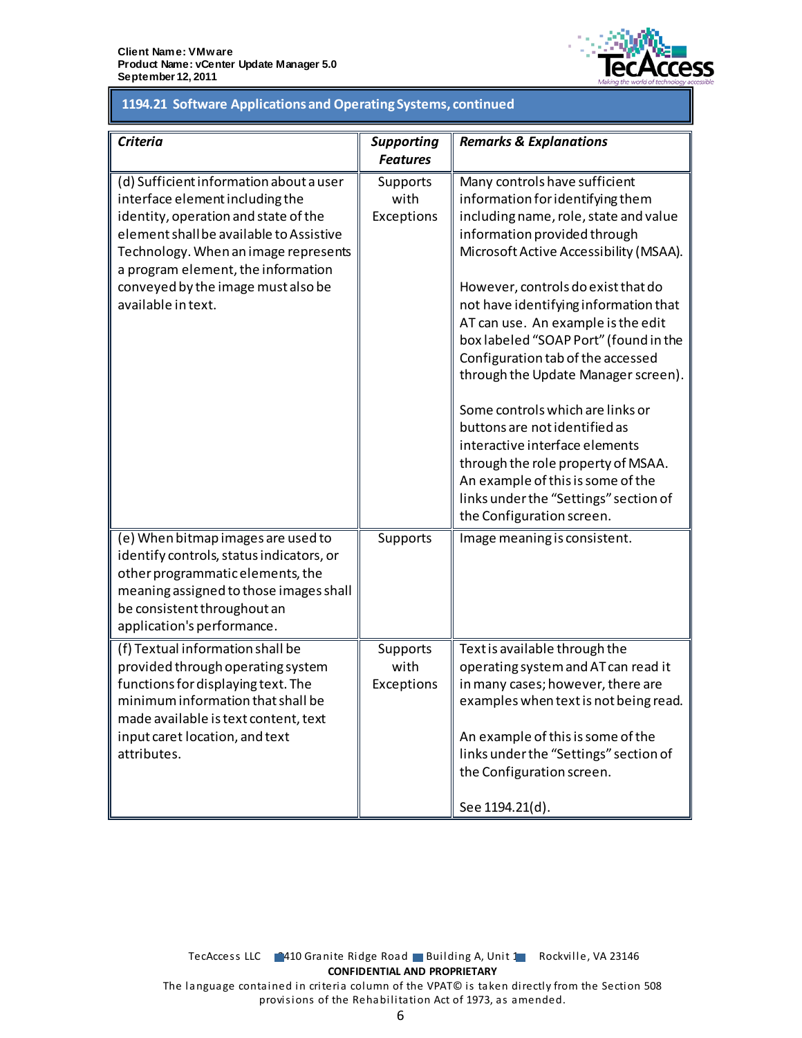## 1194.21 Software Applications and Operating Systems, continued

| *Criteria* | *Supporting Features* | *Remarks & Explanations* |
|---|---|---|
| (d) Sufficient information about a user interface element including the identity, operation and state of the element shall be available to Assistive Technology. When an image represents a program element, the information conveyed by the image must also be available in text. | Supports with Exceptions | Many controls have sufficient information for identifying them including name, role, state and value information provided through Microsoft Active Accessibility (MSAA).<br><br>However, controls do exist that do not have identifying information that AT can use. An example is the edit box labeled "SOAP Port" (found in the Configuration tab of the accessed through the Update Manager screen).<br><br>Some controls which are links or buttons are not identified as interactive interface elements through the role property of MSAA. An example of this is some of the links under the "Settings" section of the Configuration screen. |
| (e) When bitmap images are used to identify controls, status indicators, or other programmatic elements, the meaning assigned to those images shall be consistent throughout an application's performance. | Supports | Image meaning is consistent. |
| (f) Textual information shall be provided through operating system functions for displaying text. The minimum information that shall be made available is text content, text input caret location, and text attributes. | Supports with Exceptions | Text is available through the operating system and AT can read it in many cases; however, there are examples when text is not being read.<br><br>An example of this is some of the links under the "Settings" section of the Configuration screen.<br><br>See 1194.21(d). |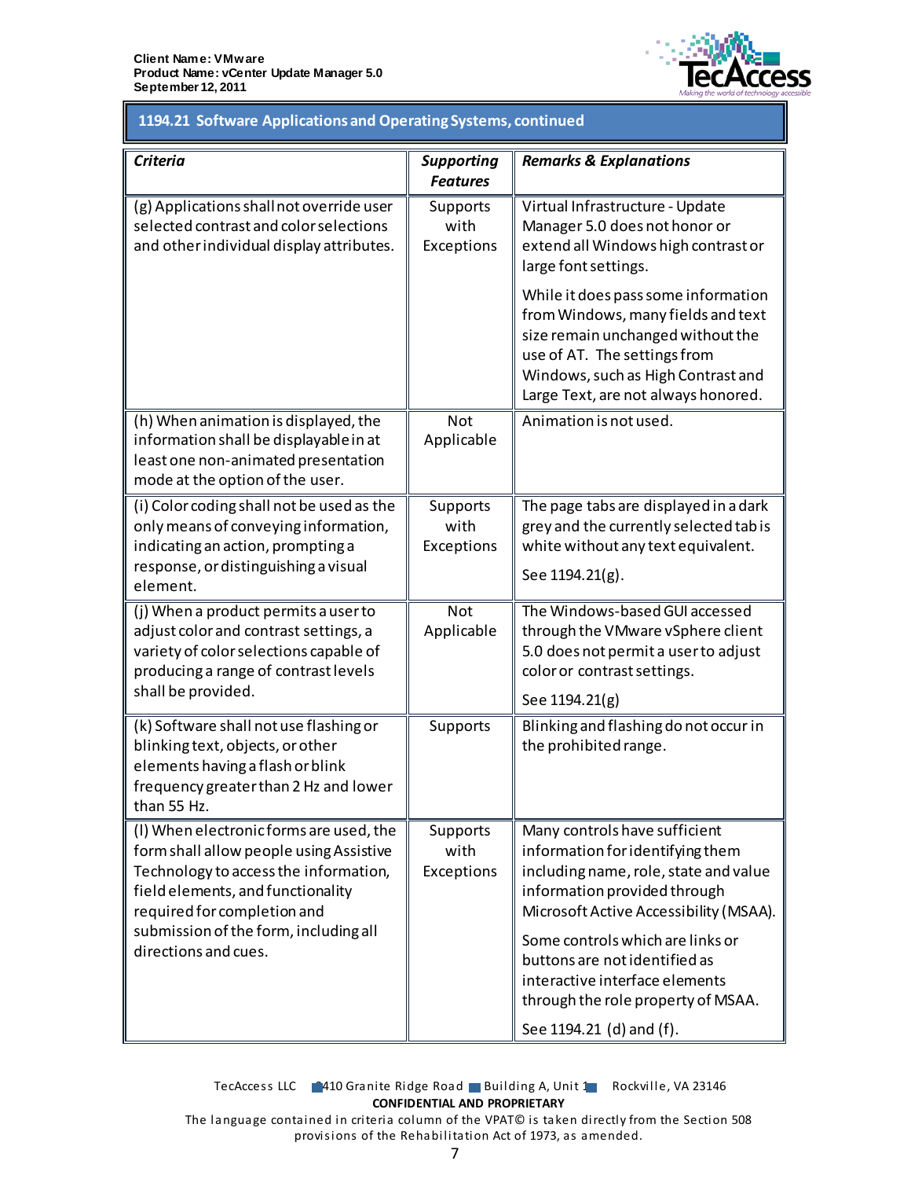## 1194.21 Software Applications and Operating Systems, continued

| Criteria | Supporting Features | Remarks & Explanations |
|---|---|---|
| (g) Applications shall not override user selected contrast and color selections and other individual display attributes. | Supports with Exceptions | Virtual Infrastructure - Update Manager 5.0 does not honor or extend all Windows high contrast or large font settings.<br><br>While it does pass some information from Windows, many fields and text size remain unchanged without the use of AT. The settings from Windows, such as High Contrast and Large Text, are not always honored. |
| (h) When animation is displayed, the information shall be displayable in at least one non-animated presentation mode at the option of the user. | Not Applicable | Animation is not used. |
| (i) Color coding shall not be used as the only means of conveying information, indicating an action, prompting a response, or distinguishing a visual element. | Supports with Exceptions | The page tabs are displayed in a dark grey and the currently selected tab is white without any text equivalent.<br><br>See 1194.21(g). |
| (j) When a product permits a user to adjust color and contrast settings, a variety of color selections capable of producing a range of contrast levels shall be provided. | Not Applicable | The Windows-based GUI accessed through the VMware vSphere client 5.0 does not permit a user to adjust color or contrast settings.<br><br>See 1194.21(g) |
| (k) Software shall not use flashing or blinking text, objects, or other elements having a flash or blink frequency greater than 2 Hz and lower than 55 Hz. | Supports | Blinking and flashing do not occur in the prohibited range. |
| (l) When electronic forms are used, the form shall allow people using Assistive Technology to access the information, field elements, and functionality required for completion and submission of the form, including all directions and cues. | Supports with Exceptions | Many controls have sufficient information for identifying them including name, role, state and value information provided through Microsoft Active Accessibility (MSAA).<br><br>Some controls which are links or buttons are not identified as interactive interface elements through the role property of MSAA.<br><br>See 1194.21 (d) and (f). |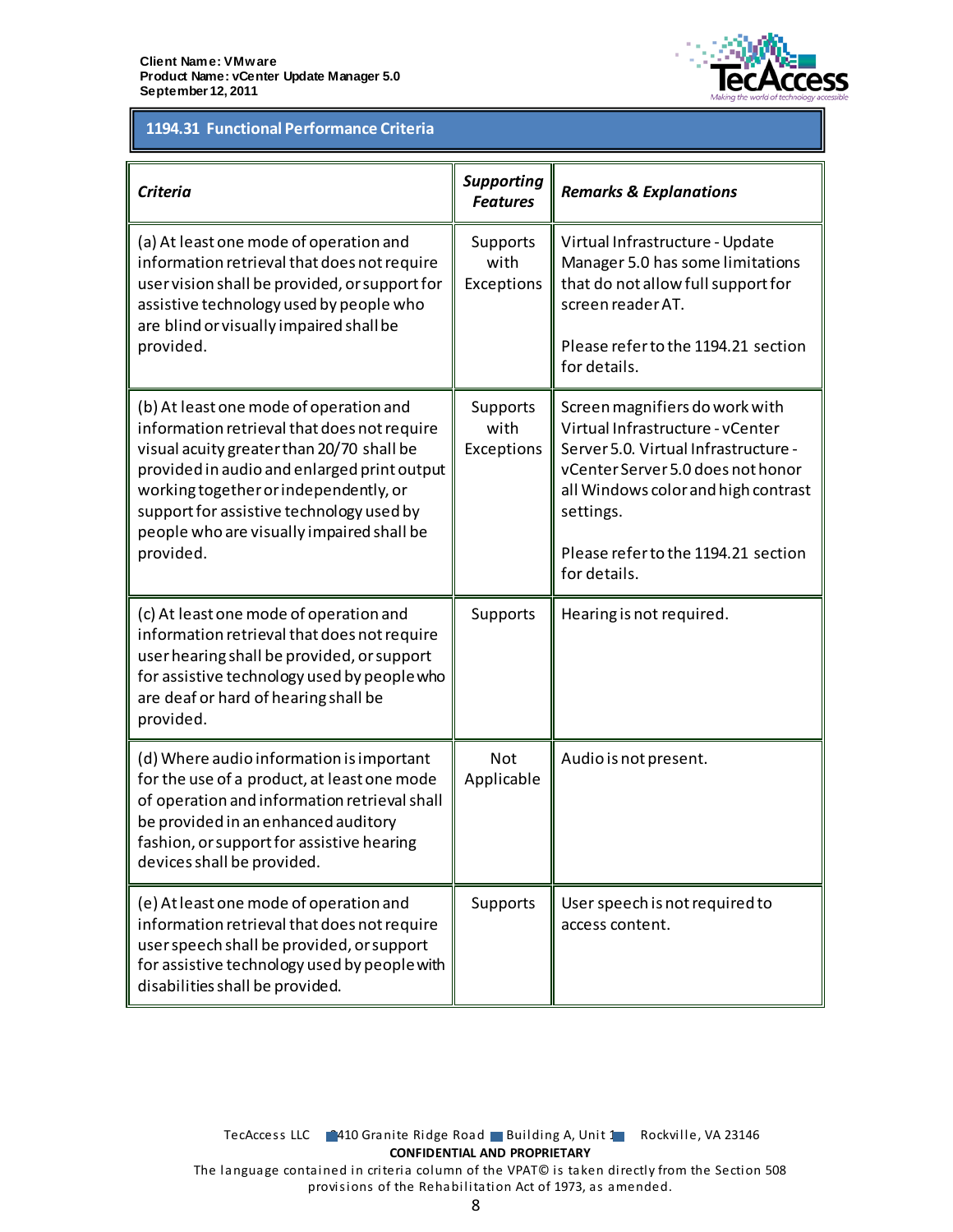## 1194.31 Functional Performance Criteria

| *Criteria* | *Supporting Features* | *Remarks & Explanations* |
| --- | --- | --- |
| (a) At least one mode of operation and information retrieval that does not require user vision shall be provided, or support for assistive technology used by people who are blind or visually impaired shall be provided. | Supports with Exceptions | Virtual Infrastructure - Update Manager 5.0 has some limitations that do not allow full support for screen reader AT.<br><br>Please refer to the 1194.21 section for details. |
| (b) At least one mode of operation and information retrieval that does not require visual acuity greater than 20/70 shall be provided in audio and enlarged print output working together or independently, or support for assistive technology used by people who are visually impaired shall be provided. | Supports with Exceptions | Screen magnifiers do work with Virtual Infrastructure - vCenter Server 5.0. Virtual Infrastructure - vCenter Server 5.0 does not honor all Windows color and high contrast settings.<br><br>Please refer to the 1194.21 section for details. |
| (c) At least one mode of operation and information retrieval that does not require user hearing shall be provided, or support for assistive technology used by people who are deaf or hard of hearing shall be provided. | Supports | Hearing is not required. |
| (d) Where audio information is important for the use of a product, at least one mode of operation and information retrieval shall be provided in an enhanced auditory fashion, or support for assistive hearing devices shall be provided. | Not Applicable | Audio is not present. |
| (e) At least one mode of operation and information retrieval that does not require user speech shall be provided, or support for assistive technology used by people with disabilities shall be provided. | Supports | User speech is not required to access content. |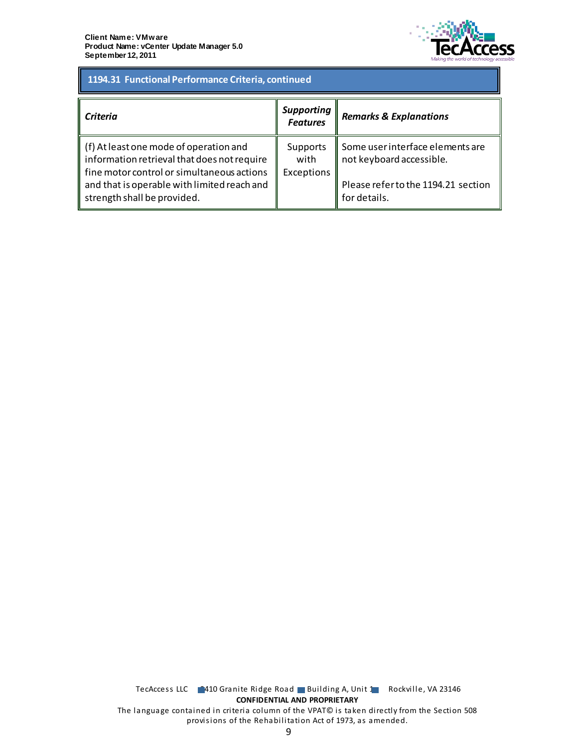## 1194.31 Functional Performance Criteria, continued

| *Criteria* | *Supporting Features* | *Remarks & Explanations* |
|---|---|---|
| (f) At least one mode of operation and information retrieval that does not require fine motor control or simultaneous actions and that is operable with limited reach and strength shall be provided. | Supports with Exceptions | Some user interface elements are not keyboard accessible.<br><br>Please refer to the 1194.21 section for details. |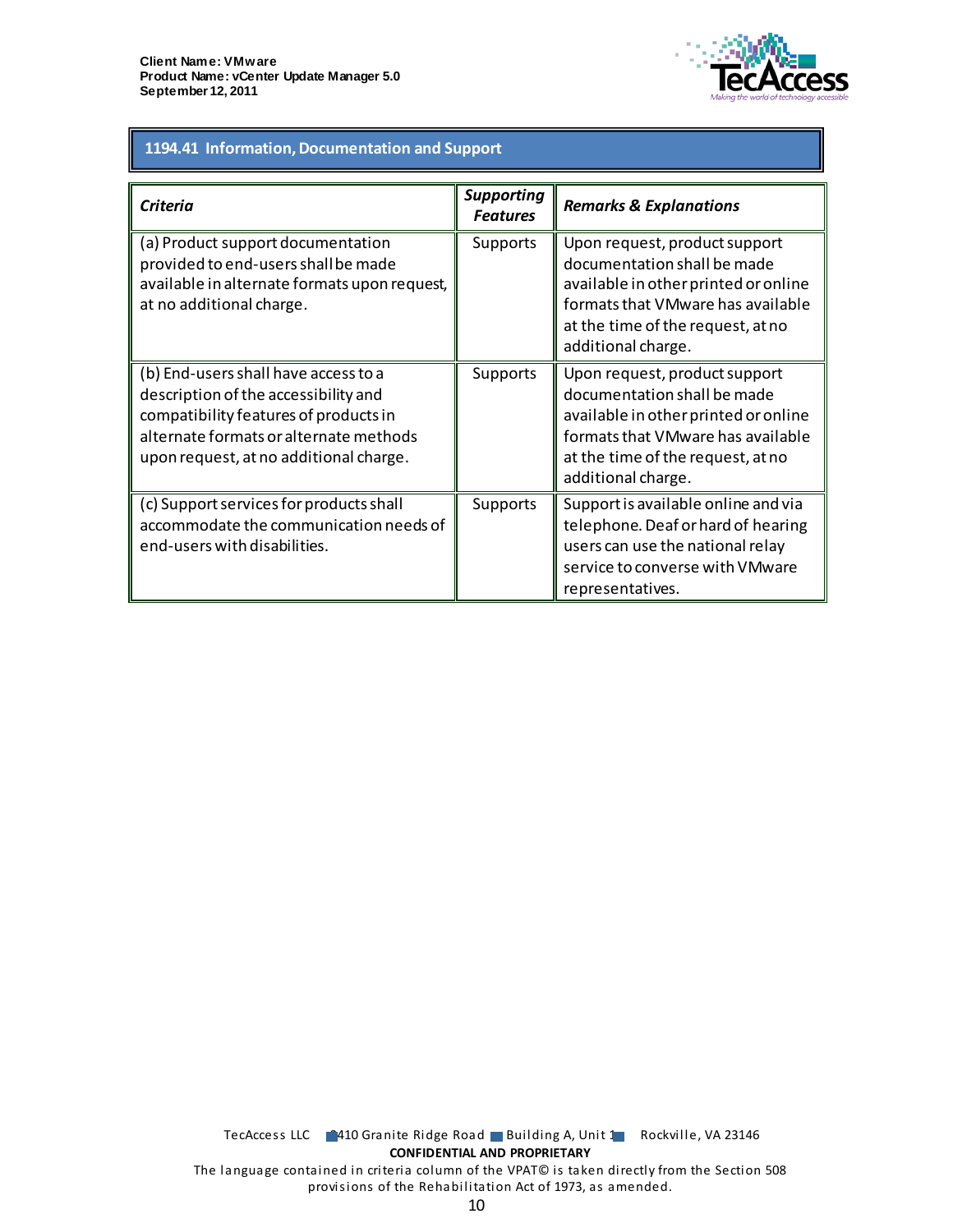## 1194.41 Information, Documentation and Support

| *Criteria* | *Supporting Features* | *Remarks & Explanations* |
|---|---|---|
| (a) Product support documentation provided to end-users shall be made available in alternate formats upon request, at no additional charge. | Supports | Upon request, product support documentation shall be made available in other printed or online formats that VMware has available at the time of the request, at no additional charge. |
| (b) End-users shall have access to a description of the accessibility and compatibility features of products in alternate formats or alternate methods upon request, at no additional charge. | Supports | Upon request, product support documentation shall be made available in other printed or online formats that VMware has available at the time of the request, at no additional charge. |
| (c) Support services for products shall accommodate the communication needs of end-users with disabilities. | Supports | Support is available online and via telephone. Deaf or hard of hearing users can use the national relay service to converse with VMware representatives. |